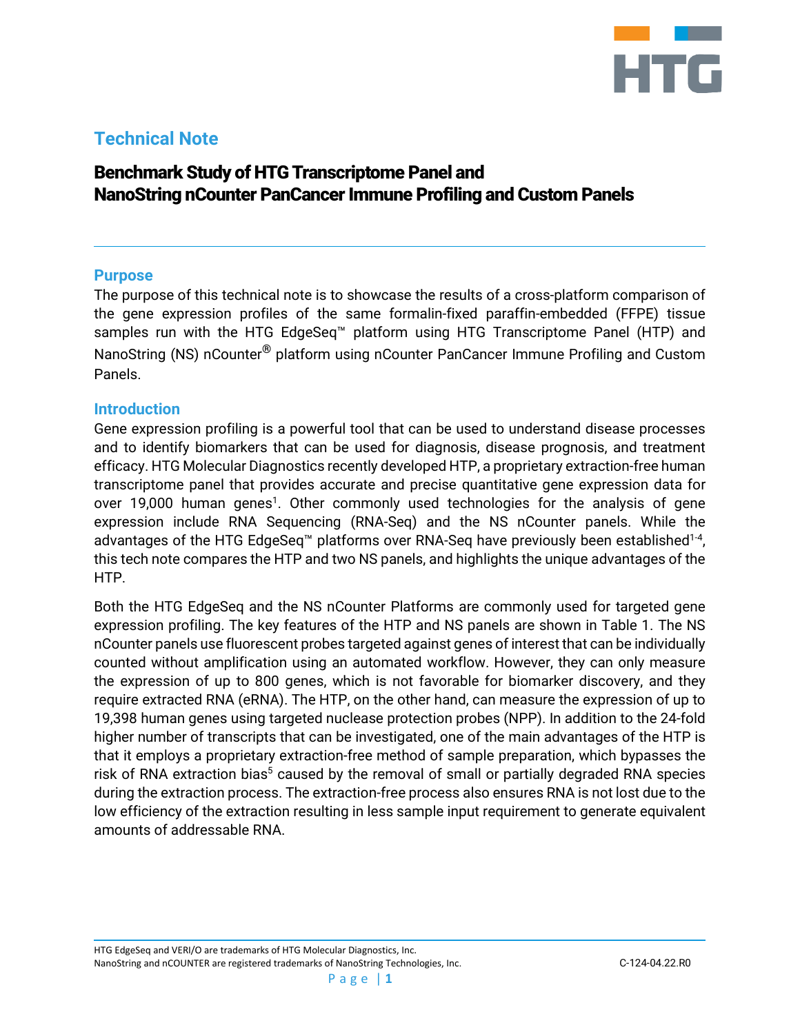## Technical Note

# Benchmark Study of HTG Transcriptome Panel and NanoString nCounter PanCancer Immune Profiling and Custom Panels

---

### Purpose

The purpose of this technical note is to showcase the results of a cross-platform comparison of the gene expression profiles of the same formalin-fixed paraffin-embedded (FFPE) tissue samples run with the HTG EdgeSeq™ platform using HTG Transcriptome Panel (HTP) and NanoString (NS) nCounter® platform using nCounter PanCancer Immune Profiling and Custom Panels.

### Introduction

Gene expression profiling is a powerful tool that can be used to understand disease processes and to identify biomarkers that can be used for diagnosis, disease prognosis, and treatment efficacy. HTG Molecular Diagnostics recently developed HTP, a proprietary extraction-free human transcriptome panel that provides accurate and precise quantitative gene expression data for over 19,000 human genes[1]. Other commonly used technologies for the analysis of gene expression include RNA Sequencing (RNA-Seq) and the NS nCounter panels. While the advantages of the HTG EdgeSeq™ platforms over RNA-Seq have previously been established[1-4], this tech note compares the HTP and two NS panels, and highlights the unique advantages of the HTP.

Both the HTG EdgeSeq and the NS nCounter Platforms are commonly used for targeted gene expression profiling. The key features of the HTP and NS panels are shown in Table 1. The NS nCounter panels use fluorescent probes targeted against genes of interest that can be individually counted without amplification using an automated workflow. However, they can only measure the expression of up to 800 genes, which is not favorable for biomarker discovery, and they require extracted RNA (eRNA). The HTP, on the other hand, can measure the expression of up to 19,398 human genes using targeted nuclease protection probes (NPP). In addition to the 24-fold higher number of transcripts that can be investigated, one of the main advantages of the HTP is that it employs a proprietary extraction-free method of sample preparation, which bypasses the risk of RNA extraction bias[5] caused by the removal of small or partially degraded RNA species during the extraction process. The extraction-free process also ensures RNA is not lost due to the low efficiency of the extraction resulting in less sample input requirement to generate equivalent amounts of addressable RNA.

HTG EdgeSeq and VERI/O are trademarks of HTG Molecular Diagnostics, Inc.
NanoString and nCOUNTER are registered trademarks of NanoString Technologies, Inc.

C-124-04.22.R0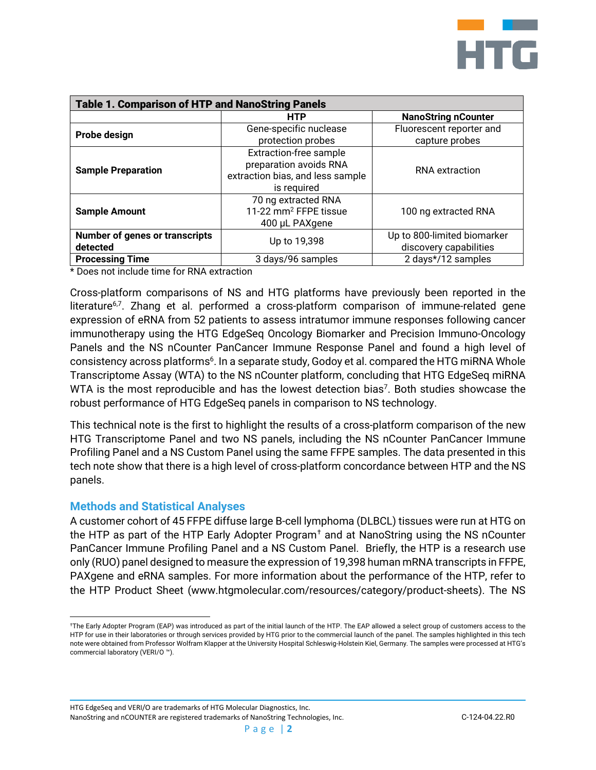**Table 1. Comparison of HTP and NanoString Panels**

| | HTP | NanoString nCounter |
|---|---|---|
| **Probe design** | Gene-specific nuclease protection probes | Fluorescent reporter and capture probes |
| **Sample Preparation** | Extraction-free sample preparation avoids RNA extraction bias, and less sample is required | RNA extraction |
| **Sample Amount** | 70 ng extracted RNA<br>11-22 $mm^2$ FFPE tissue<br>400 µL PAXgene | 100 ng extracted RNA |
| **Number of genes or transcripts detected** | Up to 19,398 | Up to 800-limited biomarker discovery capabilities |
| **Processing Time** | 3 days/96 samples | 2 days*/12 samples |

* Does not include time for RNA extraction

Cross-platform comparisons of NS and HTG platforms have previously been reported in the literature[6,7]. Zhang et al. performed a cross-platform comparison of immune-related gene expression of eRNA from 52 patients to assess intratumor immune responses following cancer immunotherapy using the HTG EdgeSeq Oncology Biomarker and Precision Immuno-Oncology Panels and the NS nCounter PanCancer Immune Response Panel and found a high level of consistency across platforms[6]. In a separate study, Godoy et al. compared the HTG miRNA Whole Transcriptome Assay (WTA) to the NS nCounter platform, concluding that HTG EdgeSeq miRNA WTA is the most reproducible and has the lowest detection bias[7]. Both studies showcase the robust performance of HTG EdgeSeq panels in comparison to NS technology.

This technical note is the first to highlight the results of a cross-platform comparison of the new HTG Transcriptome Panel and two NS panels, including the NS nCounter PanCancer Immune Profiling Panel and a NS Custom Panel using the same FFPE samples. The data presented in this tech note show that there is a high level of cross-platform concordance between HTP and the NS panels.

## Methods and Statistical Analyses

A customer cohort of 45 FFPE diffuse large B-cell lymphoma (DLBCL) tissues were run at HTG on the HTP as part of the HTP Early Adopter Program† and at NanoString using the NS nCounter PanCancer Immune Profiling Panel and a NS Custom Panel. Briefly, the HTP is a research use only (RUO) panel designed to measure the expression of 19,398 human mRNA transcripts in FFPE, PAXgene and eRNA samples. For more information about the performance of the HTP, refer to the HTP Product Sheet (www.htgmolecular.com/resources/category/product-sheets). The NS

†The Early Adopter Program (EAP) was introduced as part of the initial launch of the HTP. The EAP allowed a select group of customers access to the HTP for use in their laboratories or through services provided by HTG prior to the commercial launch of the panel. The samples highlighted in this tech note were obtained from Professor Wolfram Klapper at the University Hospital Schleswig-Holstein Kiel, Germany. The samples were processed at HTG's commercial laboratory (VERI/O ™).

HTG EdgeSeq and VERI/O are trademarks of HTG Molecular Diagnostics, Inc.
NanoString and nCOUNTER are registered trademarks of NanoString Technologies, Inc.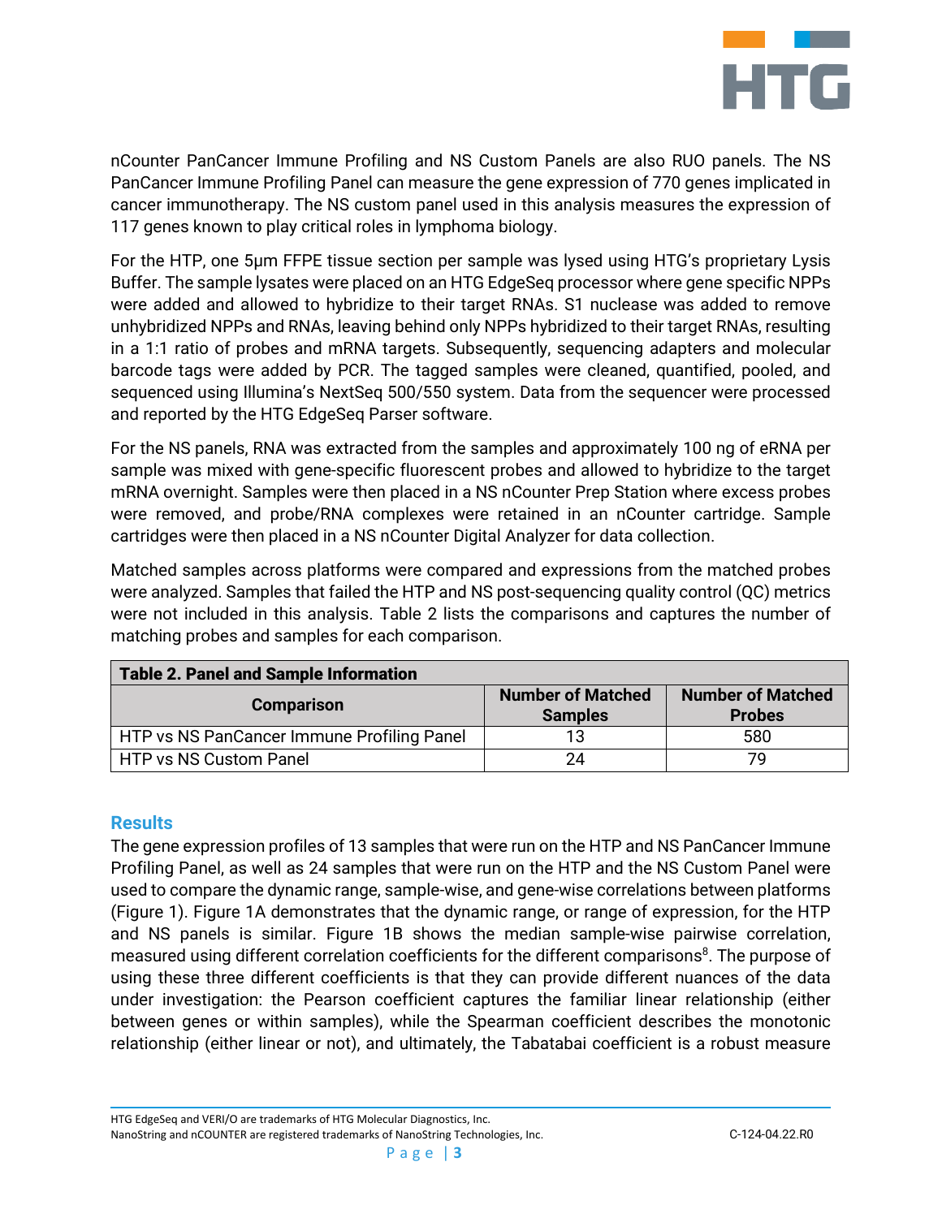nCounter PanCancer Immune Profiling and NS Custom Panels are also RUO panels. The NS PanCancer Immune Profiling Panel can measure the gene expression of 770 genes implicated in cancer immunotherapy. The NS custom panel used in this analysis measures the expression of 117 genes known to play critical roles in lymphoma biology.

For the HTP, one 5µm FFPE tissue section per sample was lysed using HTG's proprietary Lysis Buffer. The sample lysates were placed on an HTG EdgeSeq processor where gene specific NPPs were added and allowed to hybridize to their target RNAs. S1 nuclease was added to remove unhybridized NPPs and RNAs, leaving behind only NPPs hybridized to their target RNAs, resulting in a 1:1 ratio of probes and mRNA targets. Subsequently, sequencing adapters and molecular barcode tags were added by PCR. The tagged samples were cleaned, quantified, pooled, and sequenced using Illumina's NextSeq 500/550 system. Data from the sequencer were processed and reported by the HTG EdgeSeq Parser software.

For the NS panels, RNA was extracted from the samples and approximately 100 ng of eRNA per sample was mixed with gene-specific fluorescent probes and allowed to hybridize to the target mRNA overnight. Samples were then placed in a NS nCounter Prep Station where excess probes were removed, and probe/RNA complexes were retained in an nCounter cartridge. Sample cartridges were then placed in a NS nCounter Digital Analyzer for data collection.

Matched samples across platforms were compared and expressions from the matched probes were analyzed. Samples that failed the HTP and NS post-sequencing quality control (QC) metrics were not included in this analysis. Table 2 lists the comparisons and captures the number of matching probes and samples for each comparison.

**Table 2. Panel and Sample Information**

| Comparison | Number of Matched Samples | Number of Matched Probes |
|---|---|---|
| HTP vs NS PanCancer Immune Profiling Panel | 13 | 580 |
| HTP vs NS Custom Panel | 24 | 79 |

## Results

The gene expression profiles of 13 samples that were run on the HTP and NS PanCancer Immune Profiling Panel, as well as 24 samples that were run on the HTP and the NS Custom Panel were used to compare the dynamic range, sample-wise, and gene-wise correlations between platforms (Figure 1). Figure 1A demonstrates that the dynamic range, or range of expression, for the HTP and NS panels is similar. Figure 1B shows the median sample-wise pairwise correlation, measured using different correlation coefficients for the different comparisons[8]. The purpose of using these three different coefficients is that they can provide different nuances of the data under investigation: the Pearson coefficient captures the familiar linear relationship (either between genes or within samples), while the Spearman coefficient describes the monotonic relationship (either linear or not), and ultimately, the Tabatabai coefficient is a robust measure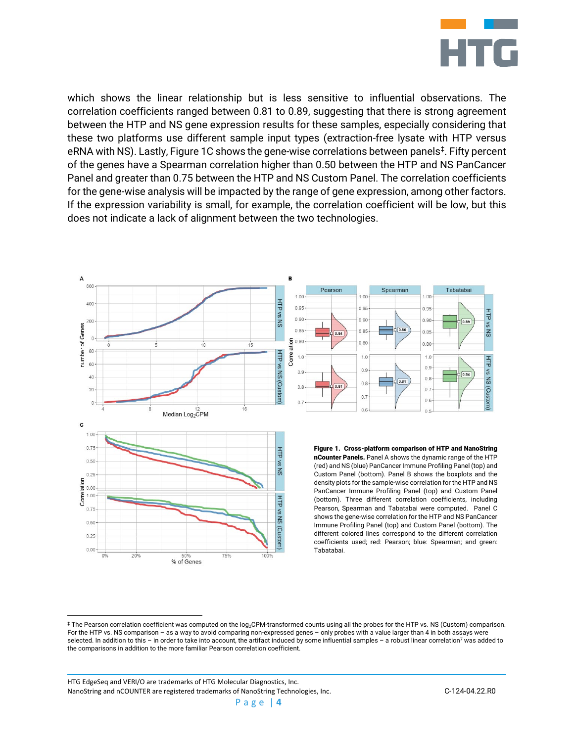which shows the linear relationship but is less sensitive to influential observations. The correlation coefficients ranged between 0.81 to 0.89, suggesting that there is strong agreement between the HTP and NS gene expression results for these samples, especially considering that these two platforms use different sample input types (extraction-free lysate with HTP versus eRNA with NS). Lastly, Figure 1C shows the gene-wise correlations between panels‡. Fifty percent of the genes have a Spearman correlation higher than 0.50 between the HTP and NS PanCancer Panel and greater than 0.75 between the HTP and NS Custom Panel. The correlation coefficients for the gene-wise analysis will be impacted by the range of gene expression, among other factors. If the expression variability is small, for example, the correlation coefficient will be low, but this does not indicate a lack of alignment between the two technologies.

A

600
400
200
0
0
5
10
15
HTP vs NS
80
60
40
20
0
4
8
12
16
HTP vs NS (Custom)
number of Genes
Median $Log_2CPM$

B

Pearson
Spearman
Tabatabai
Correlation
1.00
0.95
0.90
0.85
0.80
0.84
0.86
0.89
HTP vs NS
1.0
0.9
0.8
0.7
0.6
0.5
0.81
0.81
0.84
HTP vs NS (Custom)

C

1.00
0.75
0.50
0.25
0.00
HTP vs NS
HTP vs NS (Custom)
Correlation
0%
25%
50%
75%
100%
% of Genes

**Figure 1. Cross-platform comparison of HTP and NanoString nCounter Panels.** Panel A shows the dynamic range of the HTP (red) and NS (blue) PanCancer Immune Profiling Panel (top) and Custom Panel (bottom). Panel B shows the boxplots and the density plots for the sample-wise correlation for the HTP and NS PanCancer Immune Profiling Panel (top) and Custom Panel (bottom). Three different correlation coefficients, including Pearson, Spearman and Tabatabai were computed. Panel C shows the gene-wise correlation for the HTP and NS PanCancer Immune Profiling Panel (top) and Custom Panel (bottom). The different colored lines correspond to the different correlation coefficients used; red: Pearson; blue: Spearman; and green: Tabatabai.

---

‡ The Pearson correlation coefficient was computed on the $log_2CPM$-transformed counts using all the probes for the HTP vs. NS (Custom) comparison. For the HTP vs. NS comparison – as a way to avoid comparing non-expressed genes – only probes with a value larger than 4 in both assays were selected. In addition to this – in order to take into account, the artifact induced by some influential samples – a robust linear correlation[7] was added to the comparisons in addition to the more familiar Pearson correlation coefficient.

HTG EdgeSeq and VERI/O are trademarks of HTG Molecular Diagnostics, Inc.
NanoString and nCOUNTER are registered trademarks of NanoString Technologies, Inc. C-124-04.22.R0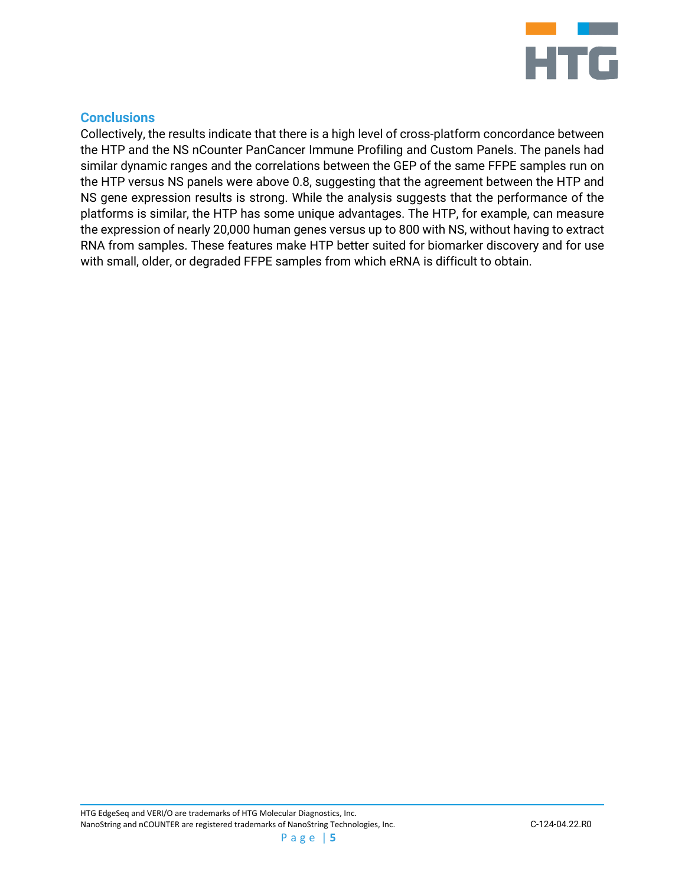## Conclusions

Collectively, the results indicate that there is a high level of cross-platform concordance between the HTP and the NS nCounter PanCancer Immune Profiling and Custom Panels. The panels had similar dynamic ranges and the correlations between the GEP of the same FFPE samples run on the HTP versus NS panels were above 0.8, suggesting that the agreement between the HTP and NS gene expression results is strong. While the analysis suggests that the performance of the platforms is similar, the HTP has some unique advantages. The HTP, for example, can measure the expression of nearly 20,000 human genes versus up to 800 with NS, without having to extract RNA from samples. These features make HTP better suited for biomarker discovery and for use with small, older, or degraded FFPE samples from which eRNA is difficult to obtain.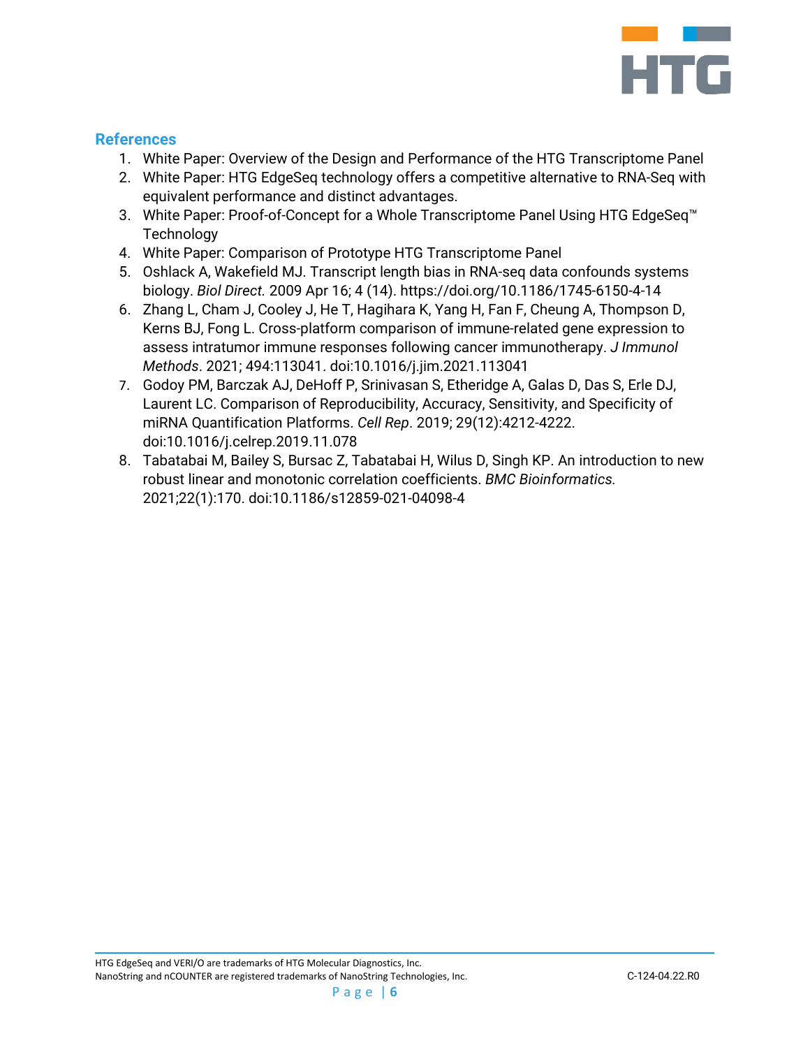## References

1. White Paper: Overview of the Design and Performance of the HTG Transcriptome Panel
2. White Paper: HTG EdgeSeq technology offers a competitive alternative to RNA-Seq with equivalent performance and distinct advantages.
3. White Paper: Proof-of-Concept for a Whole Transcriptome Panel Using HTG EdgeSeq™ Technology
4. White Paper: Comparison of Prototype HTG Transcriptome Panel
5. Oshlack A, Wakefield MJ. Transcript length bias in RNA-seq data confounds systems biology. *Biol Direct.* 2009 Apr 16; 4 (14). https://doi.org/10.1186/1745-6150-4-14
6. Zhang L, Cham J, Cooley J, He T, Hagihara K, Yang H, Fan F, Cheung A, Thompson D, Kerns BJ, Fong L. Cross-platform comparison of immune-related gene expression to assess intratumor immune responses following cancer immunotherapy. *J Immunol Methods*. 2021; 494:113041. doi:10.1016/j.jim.2021.113041
7. Godoy PM, Barczak AJ, DeHoff P, Srinivasan S, Etheridge A, Galas D, Das S, Erle DJ, Laurent LC. Comparison of Reproducibility, Accuracy, Sensitivity, and Specificity of miRNA Quantification Platforms. *Cell Rep*. 2019; 29(12):4212-4222. doi:10.1016/j.celrep.2019.11.078
8. Tabatabai M, Bailey S, Bursac Z, Tabatabai H, Wilus D, Singh KP. An introduction to new robust linear and monotonic correlation coefficients. *BMC Bioinformatics.* 2021;22(1):170. doi:10.1186/s12859-021-04098-4

HTG EdgeSeq and VERI/O are trademarks of HTG Molecular Diagnostics, Inc.
NanoString and nCOUNTER are registered trademarks of NanoString Technologies, Inc.

C-124-04.22.R0